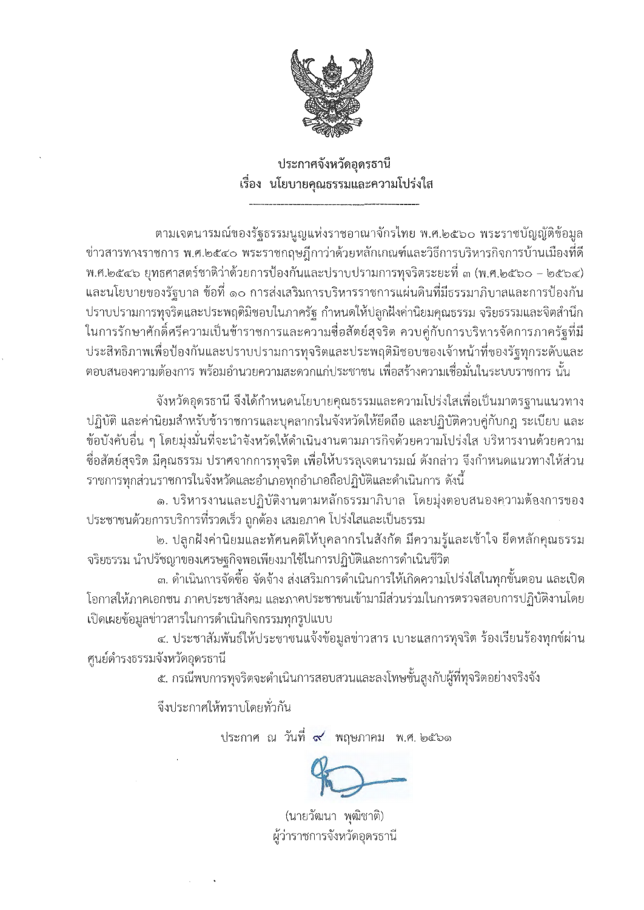# ประกาศจังหวัดอุดรธานี
## เรื่อง นโยบายคุณธรรมและความโปร่งใส

---

ตามเจตนารมณ์ของรัฐธรรมนูญแห่งราชอาณาจักรไทย พ.ศ.๒๕๖๐ พระราชบัญญัติข้อมูลข่าวสารทางราชการ พ.ศ.๒๕๔๐ พระราชกฤษฎีกาว่าด้วยหลักเกณฑ์และวิธีการบริหารกิจการบ้านเมืองที่ดี พ.ศ.๒๕๔๖ ยุทธศาสตร์ชาติว่าด้วยการป้องกันและปราบปรามการทุจริตระยะที่ ๓ (พ.ศ.๒๕๖๐ – ๒๕๖๔) และนโยบายของรัฐบาล ข้อที่ ๑๐ การส่งเสริมการบริหารราชการแผ่นดินที่มีธรรมาภิบาลและการป้องกันปราบปรามการทุจริตและประพฤติมิชอบในภาครัฐ กำหนดให้ปลูกฝังค่านิยมคุณธรรม จริยธรรมและจิตสำนึกในการรักษาศักดิ์ศรีความเป็นข้าราชการและความซื่อสัตย์สุจริต ควบคู่กับการบริหารจัดการภาครัฐที่มีประสิทธิภาพเพื่อป้องกันและปราบปรามการทุจริตและประพฤติมิชอบของเจ้าหน้าที่ของรัฐทุกระดับและตอบสนองความต้องการ พร้อมอำนวยความสะดวกแก่ประชาชน เพื่อสร้างความเชื่อมั่นในระบบราชการ นั้น

จังหวัดอุดรธานี จึงได้กำหนดนโยบายคุณธรรมและความโปร่งใสเพื่อเป็นมาตรฐานแนวทางปฏิบัติ และค่านิยมสำหรับข้าราชการและบุคลากรในจังหวัดให้ยึดถือ และปฏิบัติควบคู่กับกฎ ระเบียบ และข้อบังคับอื่น ๆ โดยมุ่งมั่นที่จะนำจังหวัดให้ดำเนินงานตามภารกิจด้วยความโปร่งใส บริหารงานด้วยความซื่อสัตย์สุจริต มีคุณธรรม ปราศจากการทุจริต เพื่อให้บรรลุเจตนารมณ์ ดังกล่าว จึงกำหนดแนวทางให้ส่วนราชการทุกส่วนราชการในจังหวัดและอำเภอทุกอำเภอถือปฏิบัติและดำเนินการ ดังนี้

๑. บริหารงานและปฏิบัติงานตามหลักธรรมาภิบาล โดยมุ่งตอบสนองความต้องการของประชาชนด้วยการบริการที่รวดเร็ว ถูกต้อง เสมอภาค โปร่งใสและเป็นธรรม

๒. ปลูกฝังค่านิยมและทัศนคติให้บุคลากรในสังกัด มีความรู้และเข้าใจ ยึดหลักคุณธรรม จริยธรรม นำปรัชญาของเศรษฐกิจพอเพียงมาใช้ในการปฏิบัติและการดำเนินชีวิต

๓. ดำเนินการจัดซื้อ จัดจ้าง ส่งเสริมการดำเนินการให้เกิดความโปร่งใสในทุกขั้นตอน และเปิดโอกาสให้ภาคเอกชน ภาคประชาสังคม และภาคประชาชนเข้ามามีส่วนร่วมในการตรวจสอบการปฏิบัติงานโดยเปิดเผยข้อมูลข่าวสารในการดำเนินกิจกรรมทุกรูปแบบ

๔. ประชาสัมพันธ์ให้ประชาชนแจ้งข้อมูลข่าวสาร เบาะแสการทุจริต ร้องเรียนร้องทุกข์ผ่านศูนย์ดำรงธรรมจังหวัดอุดรธานี

๕. กรณีพบการทุจริตจะดำเนินการสอบสวนและลงโทษขั้นสูงกับผู้ที่ทุจริตอย่างจริงจัง

จึงประกาศให้ทราบโดยทั่วกัน

ประกาศ ณ วันที่ ๙ พฤษภาคม พ.ศ. ๒๕๖๑

(นายวัฒนา พุฒิชาติ)
ผู้ว่าราชการจังหวัดอุดรธานี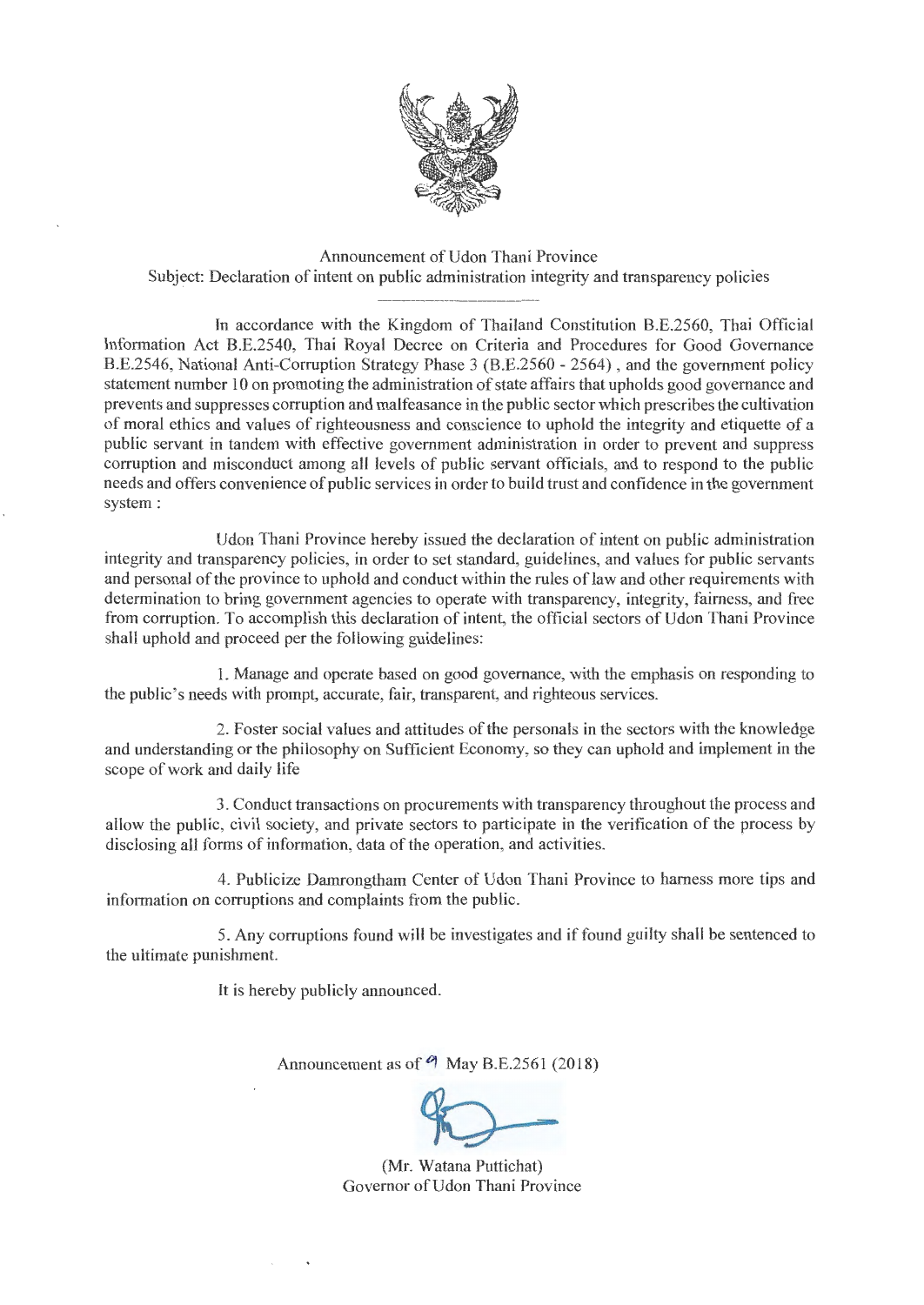Announcement of Udon Thani Province

Subject: Declaration of intent on public administration integrity and transparency policies

In accordance with the Kingdom of Thailand Constitution B.E.2560, Thai Official Information Act B.E.2540, Thai Royal Decree on Criteria and Procedures for Good Governance B.E.2546, National Anti-Corruption Strategy Phase 3 (B.E.2560 - 2564) , and the government policy statement number 10 on promoting the administration of state affairs that upholds good governance and prevents and suppresses corruption and malfeasance in the public sector which prescribes the cultivation of moral ethics and values of righteousness and conscience to uphold the integrity and etiquette of a public servant in tandem with effective government administration in order to prevent and suppress corruption and misconduct among all levels of public servant officials, and to respond to the public needs and offers convenience of public services in order to build trust and confidence in the government system :

Udon Thani Province hereby issued the declaration of intent on public administration integrity and transparency policies, in order to set standard, guidelines, and values for public servants and personal of the province to uphold and conduct within the rules of law and other requirements with determination to bring government agencies to operate with transparency, integrity, fairness, and free from corruption. To accomplish this declaration of intent, the official sectors of Udon Thani Province shall uphold and proceed per the following guidelines:

1. Manage and operate based on good governance, with the emphasis on responding to the public's needs with prompt, accurate, fair, transparent, and righteous services.

2. Foster social values and attitudes of the personals in the sectors with the knowledge and understanding or the philosophy on Sufficient Economy, so they can uphold and implement in the scope of work and daily life

3. Conduct transactions on procurements with transparency throughout the process and allow the public, civil society, and private sectors to participate in the verification of the process by disclosing all forms of information, data of the operation, and activities.

4. Publicize Damrongtham Center of Udon Thani Province to harness more tips and information on corruptions and complaints from the public.

5. Any corruptions found will be investigates and if found guilty shall be sentenced to the ultimate punishment.

It is hereby publicly announced.

Announcement as of 9 May B.E.2561 (2018)

(Mr. Watana Puttichat)
Governor of Udon Thani Province